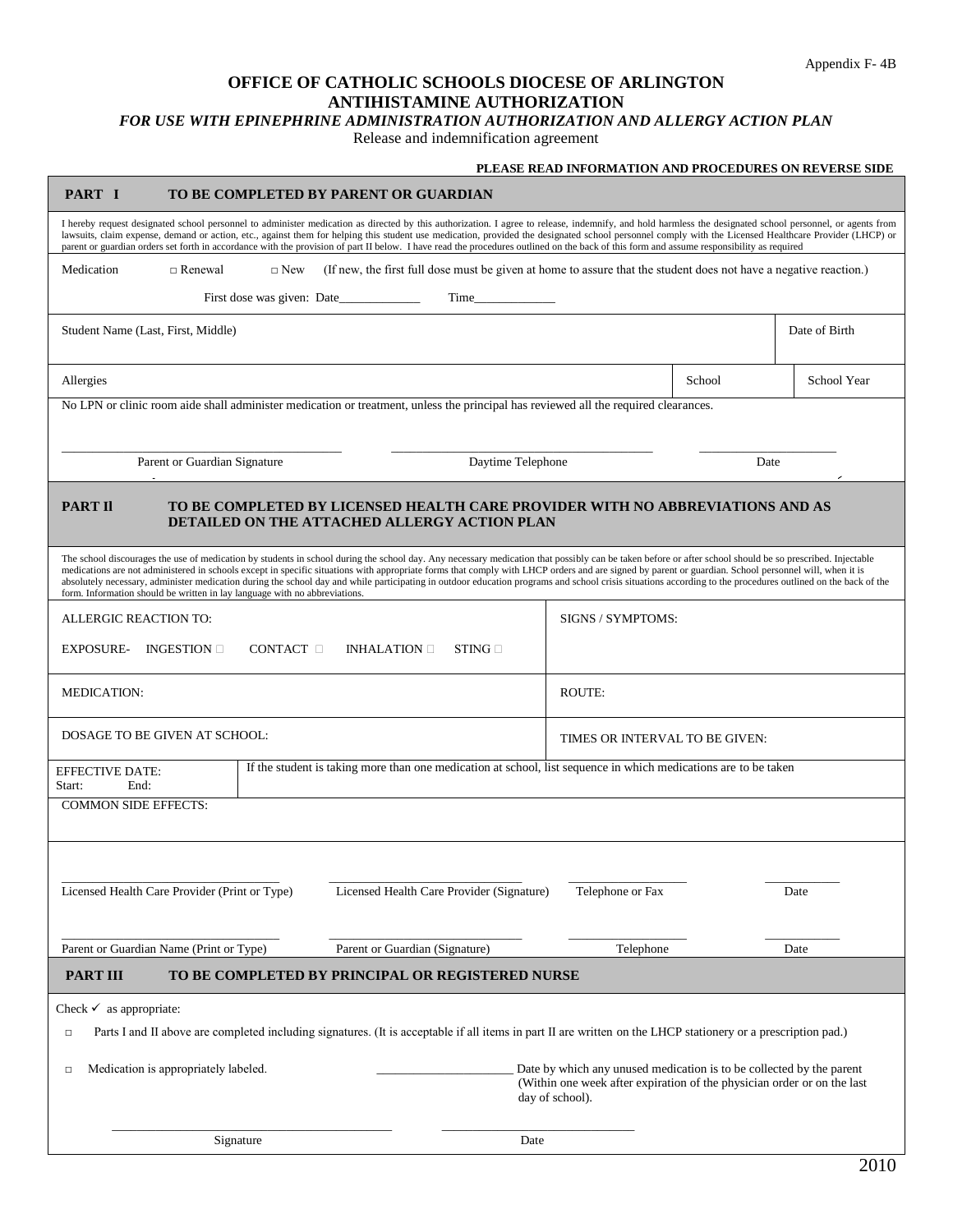Appendix F- 4B

# OFFICE OF CATHOLIC SCHOOLS DIOCESE OF ARLINGTON
## ANTIHISTAMINE AUTHORIZATION
### *FOR USE WITH EPINEPHRINE ADMINISTRATION AUTHORIZATION AND ALLERGY ACTION PLAN*

Release and indemnification agreement

**PLEASE READ INFORMATION AND PROCEDURES ON REVERSE SIDE**

## PART I — TO BE COMPLETED BY PARENT OR GUARDIAN

I hereby request designated school personnel to administer medication as directed by this authorization. I agree to release, indemnify, and hold harmless the designated school personnel, or agents from lawsuits, claim expense, demand or action, etc., against them for helping this student use medication, provided the designated school personnel comply with the Licensed Healthcare Provider (LHCP) or parent or guardian orders set forth in accordance with the provision of part II below. I have read the procedures outlined on the back of this form and assume responsibility as required

Medication □ Renewal □ New (If new, the first full dose must be given at home to assure that the student does not have a negative reaction.)

First dose was given: Date____________ Time____________

| Student Name (Last, First, Middle) | | Date of Birth |
|---|---|---|
| Allergies | School | School Year |

No LPN or clinic room aide shall administer medication or treatment, unless the principal has reviewed all the required clearances.

______________________________ Parent or Guardian Signature &nbsp;&nbsp; ______________________________ Daytime Telephone &nbsp;&nbsp; ________________ Date

## PART II — TO BE COMPLETED BY LICENSED HEALTH CARE PROVIDER WITH NO ABBREVIATIONS AND AS DETAILED ON THE ATTACHED ALLERGY ACTION PLAN

The school discourages the use of medication by students in school during the school day. Any necessary medication that possibly can be taken before or after school should be so prescribed. Injectable medications are not administered in schools except in specific situations with appropriate forms that comply with LHCP orders and are signed by parent or guardian. School personnel will, when it is absolutely necessary, administer medication during the school day and while participating in outdoor education programs and school crisis situations according to the procedures outlined on the back of the form. Information should be written in lay language with no abbreviations.

| ALLERGIC REACTION TO: <br> EXPOSURE- INGESTION □ CONTACT □ INHALATION □ STING □ | SIGNS / SYMPTOMS: |
|---|---|
| MEDICATION: | ROUTE: |
| DOSAGE TO BE GIVEN AT SCHOOL: | TIMES OR INTERVAL TO BE GIVEN: |
| EFFECTIVE DATE: <br> Start: End: | If the student is taking more than one medication at school, list sequence in which medications are to be taken |
| COMMON SIDE EFFECTS: | |

______________________ Licensed Health Care Provider (Print or Type) &nbsp;&nbsp; ______________________ Licensed Health Care Provider (Signature) &nbsp;&nbsp; ____________ Telephone or Fax &nbsp;&nbsp; ________ Date

______________________ Parent or Guardian Name (Print or Type) &nbsp;&nbsp; ______________________ Parent or Guardian (Signature) &nbsp;&nbsp; ____________ Telephone &nbsp;&nbsp; ________ Date

## PART III — TO BE COMPLETED BY PRINCIPAL OR REGISTERED NURSE

Check ✓ as appropriate:

□ Parts I and II above are completed including signatures. (It is acceptable if all items in part II are written on the LHCP stationery or a prescription pad.)

□ Medication is appropriately labeled. &nbsp;&nbsp; ________________ Date by which any unused medication is to be collected by the parent (Within one week after expiration of the physician order or on the last day of school).

______________________________ Signature &nbsp;&nbsp; ____________________ Date

2010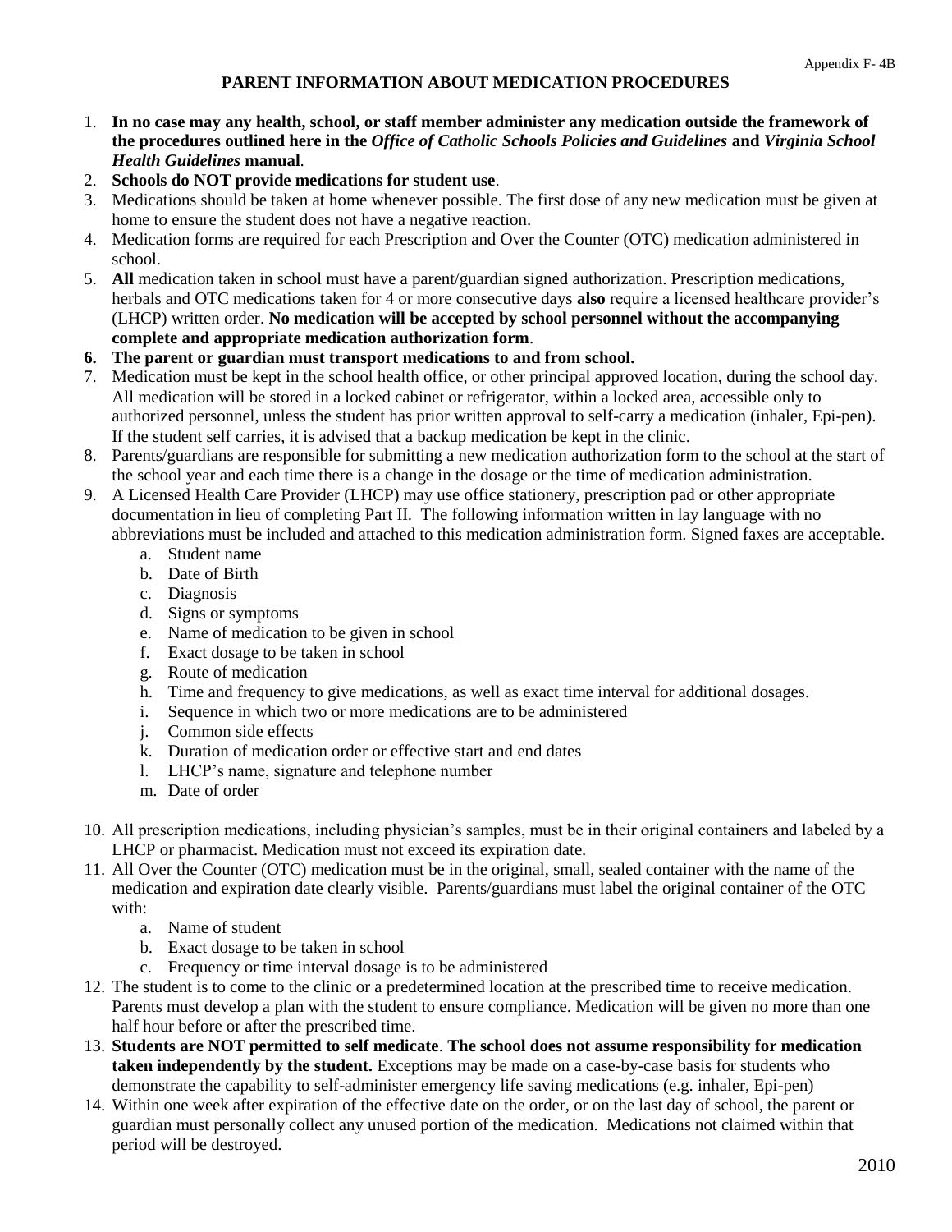Appendix F- 4B

## PARENT INFORMATION ABOUT MEDICATION PROCEDURES

1. **In no case may any health, school, or staff member administer any medication outside the framework of the procedures outlined here in the *Office of Catholic Schools Policies and Guidelines* and *Virginia School Health Guidelines* manual**.
2. **Schools do NOT provide medications for student use**.
3. Medications should be taken at home whenever possible. The first dose of any new medication must be given at home to ensure the student does not have a negative reaction.
4. Medication forms are required for each Prescription and Over the Counter (OTC) medication administered in school.
5. **All** medication taken in school must have a parent/guardian signed authorization. Prescription medications, herbals and OTC medications taken for 4 or more consecutive days **also** require a licensed healthcare provider's (LHCP) written order. **No medication will be accepted by school personnel without the accompanying complete and appropriate medication authorization form**.
6. **The parent or guardian must transport medications to and from school.**
7. Medication must be kept in the school health office, or other principal approved location, during the school day. All medication will be stored in a locked cabinet or refrigerator, within a locked area, accessible only to authorized personnel, unless the student has prior written approval to self-carry a medication (inhaler, Epi-pen). If the student self carries, it is advised that a backup medication be kept in the clinic.
8. Parents/guardians are responsible for submitting a new medication authorization form to the school at the start of the school year and each time there is a change in the dosage or the time of medication administration.
9. A Licensed Health Care Provider (LHCP) may use office stationery, prescription pad or other appropriate documentation in lieu of completing Part II. The following information written in lay language with no abbreviations must be included and attached to this medication administration form. Signed faxes are acceptable.
   a. Student name
   b. Date of Birth
   c. Diagnosis
   d. Signs or symptoms
   e. Name of medication to be given in school
   f. Exact dosage to be taken in school
   g. Route of medication
   h. Time and frequency to give medications, as well as exact time interval for additional dosages.
   i. Sequence in which two or more medications are to be administered
   j. Common side effects
   k. Duration of medication order or effective start and end dates
   l. LHCP's name, signature and telephone number
   m. Date of order
10. All prescription medications, including physician's samples, must be in their original containers and labeled by a LHCP or pharmacist. Medication must not exceed its expiration date.
11. All Over the Counter (OTC) medication must be in the original, small, sealed container with the name of the medication and expiration date clearly visible. Parents/guardians must label the original container of the OTC with:
    a. Name of student
    b. Exact dosage to be taken in school
    c. Frequency or time interval dosage is to be administered
12. The student is to come to the clinic or a predetermined location at the prescribed time to receive medication. Parents must develop a plan with the student to ensure compliance. Medication will be given no more than one half hour before or after the prescribed time.
13. **Students are NOT permitted to self medicate**. **The school does not assume responsibility for medication taken independently by the student.** Exceptions may be made on a case-by-case basis for students who demonstrate the capability to self-administer emergency life saving medications (e.g. inhaler, Epi-pen)
14. Within one week after expiration of the effective date on the order, or on the last day of school, the parent or guardian must personally collect any unused portion of the medication. Medications not claimed within that period will be destroyed.

2010